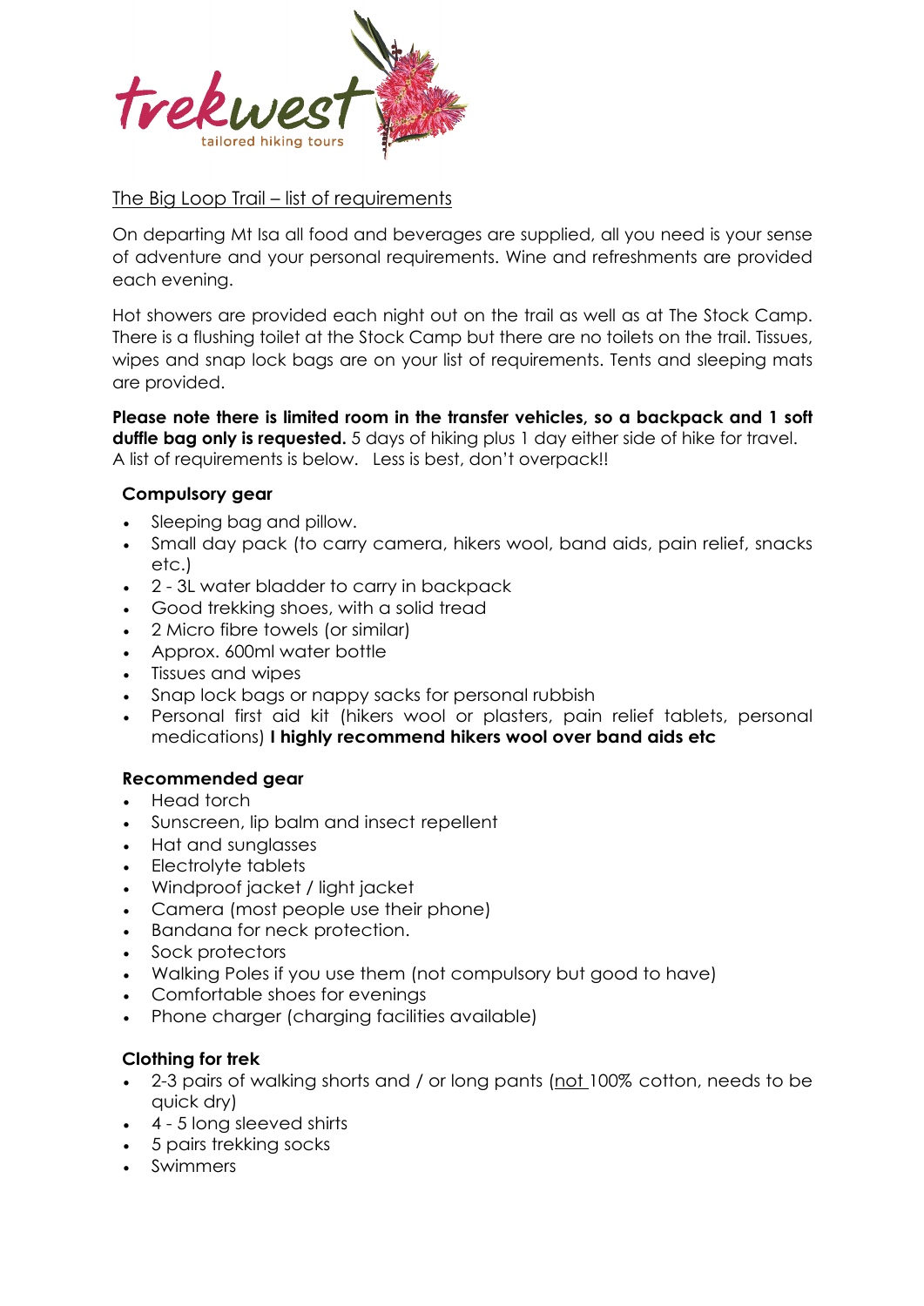trekwest
tailored hiking tours

## The Big Loop Trail – list of requirements

On departing Mt Isa all food and beverages are supplied, all you need is your sense of adventure and your personal requirements. Wine and refreshments are provided each evening.

Hot showers are provided each night out on the trail as well as at The Stock Camp. There is a flushing toilet at the Stock Camp but there are no toilets on the trail. Tissues, wipes and snap lock bags are on your list of requirements. Tents and sleeping mats are provided.

**Please note there is limited room in the transfer vehicles, so a backpack and 1 soft duffle bag only is requested.** 5 days of hiking plus 1 day either side of hike for travel. A list of requirements is below. Less is best, don't overpack!!

### Compulsory gear

- Sleeping bag and pillow.
- Small day pack (to carry camera, hikers wool, band aids, pain relief, snacks etc.)
- 2 - 3L water bladder to carry in backpack
- Good trekking shoes, with a solid tread
- 2 Micro fibre towels (or similar)
- Approx. 600ml water bottle
- Tissues and wipes
- Snap lock bags or nappy sacks for personal rubbish
- Personal first aid kit (hikers wool or plasters, pain relief tablets, personal medications) **I highly recommend hikers wool over band aids etc**

### Recommended gear

- Head torch
- Sunscreen, lip balm and insect repellent
- Hat and sunglasses
- Electrolyte tablets
- Windproof jacket / light jacket
- Camera (most people use their phone)
- Bandana for neck protection.
- Sock protectors
- Walking Poles if you use them (not compulsory but good to have)
- Comfortable shoes for evenings
- Phone charger (charging facilities available)

### Clothing for trek

- 2-3 pairs of walking shorts and / or long pants (not 100% cotton, needs to be quick dry)
- 4 - 5 long sleeved shirts
- 5 pairs trekking socks
- Swimmers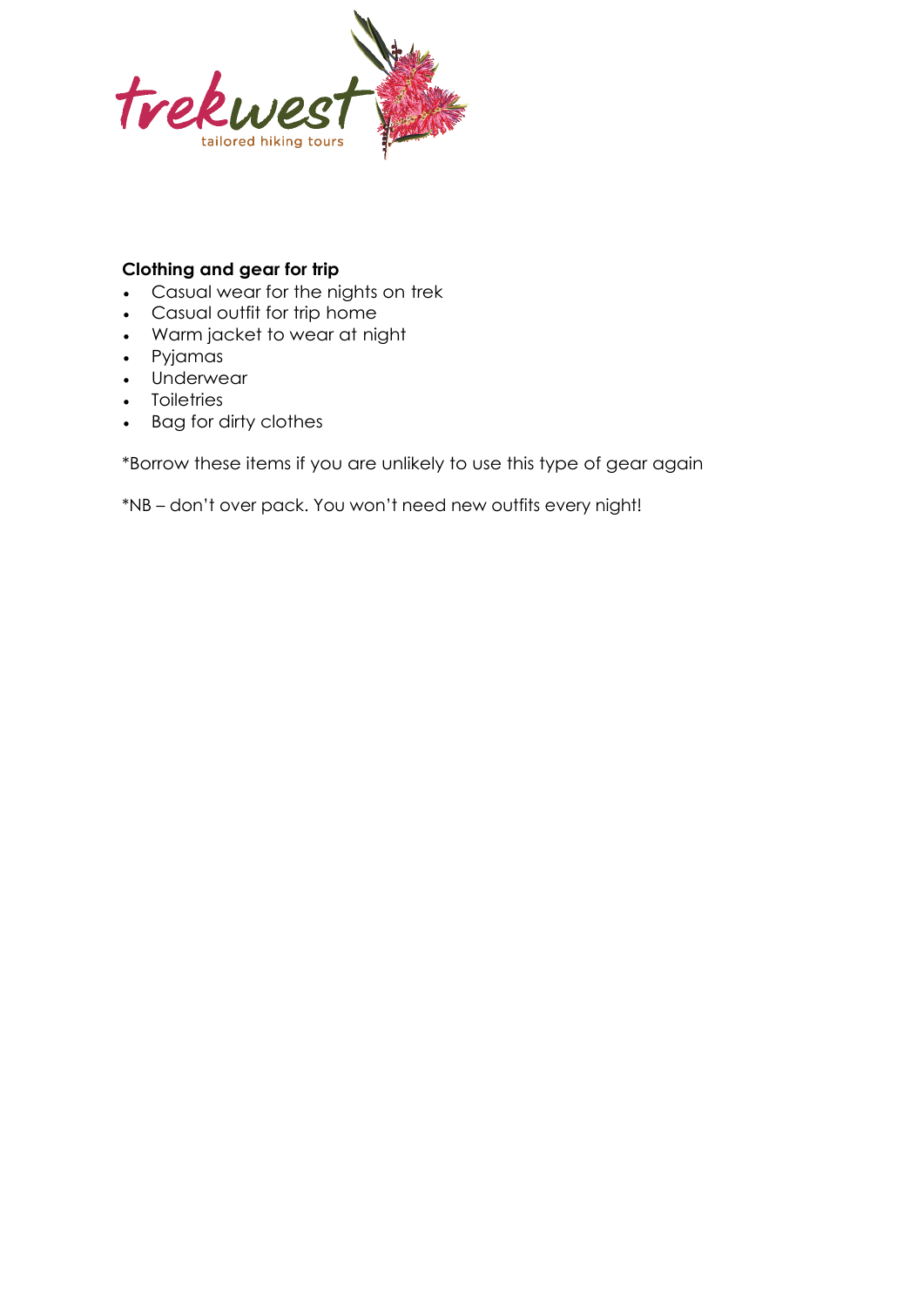**Clothing and gear for trip**

- Casual wear for the nights on trek
- Casual outfit for trip home
- Warm jacket to wear at night
- Pyjamas
- Underwear
- Toiletries
- Bag for dirty clothes

*Borrow these items if you are unlikely to use this type of gear again

*NB – don't over pack. You won't need new outfits every night!